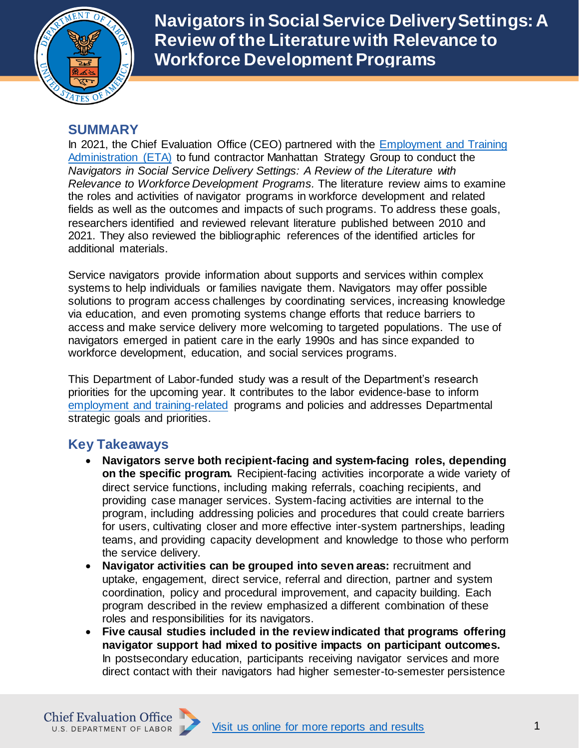# Navigators in Social Service Delivery Settings: A Review of the Literature with Relevance to Workforce Development Programs

## SUMMARY

In 2021, the Chief Evaluation Office (CEO) partnered with the [Employment and Training Administration (ETA)]() to fund contractor Manhattan Strategy Group to conduct the *Navigators in Social Service Delivery Settings: A Review of the Literature with Relevance to Workforce Development Programs.* The literature review aims to examine the roles and activities of navigator programs in workforce development and related fields as well as the outcomes and impacts of such programs. To address these goals, researchers identified and reviewed relevant literature published between 2010 and 2021. They also reviewed the bibliographic references of the identified articles for additional materials.

Service navigators provide information about supports and services within complex systems to help individuals or families navigate them. Navigators may offer possible solutions to program access challenges by coordinating services, increasing knowledge via education, and even promoting systems change efforts that reduce barriers to access and make service delivery more welcoming to targeted populations. The use of navigators emerged in patient care in the early 1990s and has since expanded to workforce development, education, and social services programs.

This Department of Labor-funded study was a result of the Department's research priorities for the upcoming year. It contributes to the labor evidence-base to inform [employment and training-related]() programs and policies and addresses Departmental strategic goals and priorities.

## Key Takeaways

- **Navigators serve both recipient-facing and system-facing roles, depending on the specific program.** Recipient-facing activities incorporate a wide variety of direct service functions, including making referrals, coaching recipients, and providing case manager services. System-facing activities are internal to the program, including addressing policies and procedures that could create barriers for users, cultivating closer and more effective inter-system partnerships, leading teams, and providing capacity development and knowledge to those who perform the service delivery.
- **Navigator activities can be grouped into seven areas:** recruitment and uptake, engagement, direct service, referral and direction, partner and system coordination, policy and procedural improvement, and capacity building. Each program described in the review emphasized a different combination of these roles and responsibilities for its navigators.
- **Five causal studies included in the review indicated that programs offering navigator support had mixed to positive impacts on participant outcomes.** In postsecondary education, participants receiving navigator services and more direct contact with their navigators had higher semester-to-semester persistence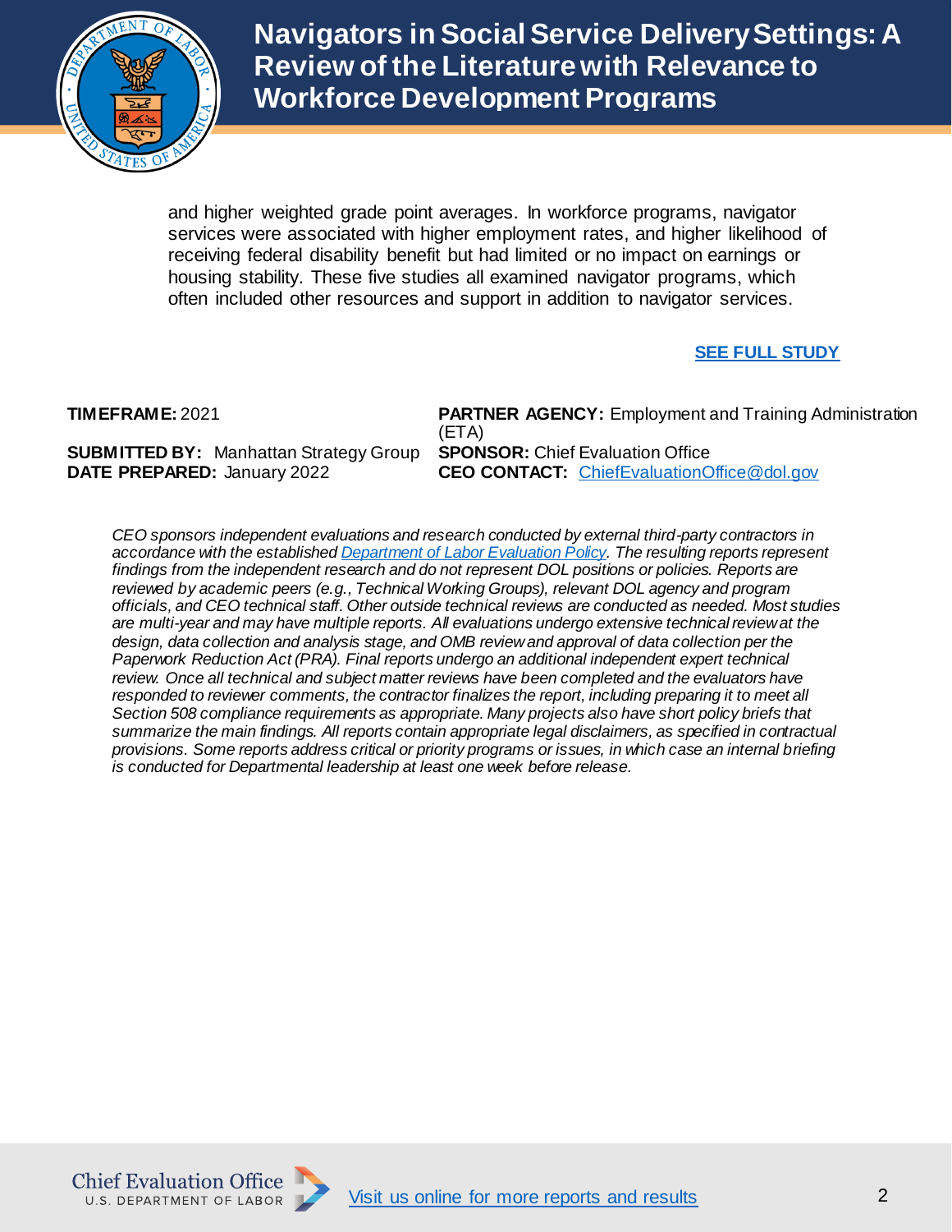and higher weighted grade point averages. In workforce programs, navigator services were associated with higher employment rates, and higher likelihood of receiving federal disability benefit but had limited or no impact on earnings or housing stability. These five studies all examined navigator programs, which often included other resources and support in addition to navigator services.

**SEE FULL STUDY**

**TIMEFRAME:** 2021

**SUBMITTED BY:** Manhattan Strategy Group

**DATE PREPARED:** January 2022

**PARTNER AGENCY:** Employment and Training Administration (ETA)

**SPONSOR:** Chief Evaluation Office

**CEO CONTACT:** ChiefEvaluationOffice@dol.gov

*CEO sponsors independent evaluations and research conducted by external third-party contractors in accordance with the established Department of Labor Evaluation Policy. The resulting reports represent findings from the independent research and do not represent DOL positions or policies. Reports are reviewed by academic peers (e.g., Technical Working Groups), relevant DOL agency and program officials, and CEO technical staff. Other outside technical reviews are conducted as needed. Most studies are multi-year and may have multiple reports. All evaluations undergo extensive technical review at the design, data collection and analysis stage, and OMB review and approval of data collection per the Paperwork Reduction Act (PRA). Final reports undergo an additional independent expert technical review. Once all technical and subject matter reviews have been completed and the evaluators have responded to reviewer comments, the contractor finalizes the report, including preparing it to meet all Section 508 compliance requirements as appropriate. Many projects also have short policy briefs that summarize the main findings. All reports contain appropriate legal disclaimers, as specified in contractual provisions. Some reports address critical or priority programs or issues, in which case an internal briefing is conducted for Departmental leadership at least one week before release.*